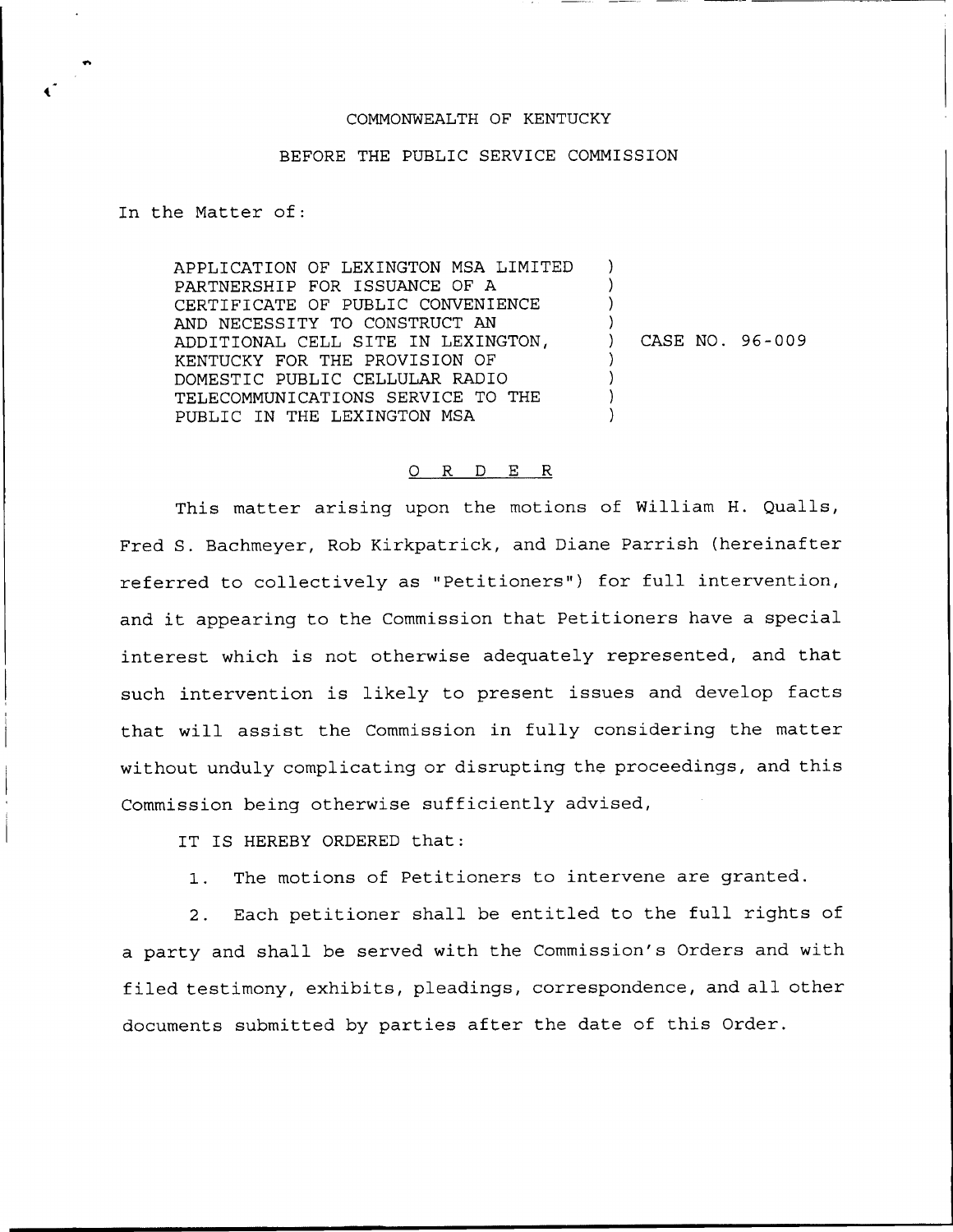COMMONWEALTH OF KENTUCKY

BEFORE THE PUBLIC SERVICE COMMISSION

In the Matter of:

APPLICATION OF LEXINGTON MSA LIMITED PARTNERSHIP FOR ISSUANCE OF A CERTIFICATE OF PUBLIC CONVENIENCE AND NECESSITY TO CONSTRUCT AN ADDITIONAL CELL SITE IN LEXINGTON, KENTUCKY FOR THE PROVISION OF DOMESTIC PUBLIC CELLULAR RADIO TELECOMMUNICATIONS SERVICE TO THE PUBLIC IN THE LEXINGTON MSA

) CASE NO. 96-009

## O R D E R

This matter arising upon the motions of William H. Qualls, Fred S. Bachmeyer, Rob Kirkpatrick, and Diane Parrish (hereinafter referred to collectively as "Petitioners") for full intervention, and it appearing to the Commission that Petitioners have a special interest which is not otherwise adequately represented, and that such intervention is likely to present issues and develop facts that will assist the Commission in fully considering the matter without unduly complicating or disrupting the proceedings, and this Commission being otherwise sufficiently advised,

IT IS HEREBY ORDERED that:

1. The motions of Petitioners to intervene are granted.

2. Each petitioner shall be entitled to the full rights of a party and shall be served with the Commission's Orders and with filed testimony, exhibits, pleadings, correspondence, and all other documents submitted by parties after the date of this Order.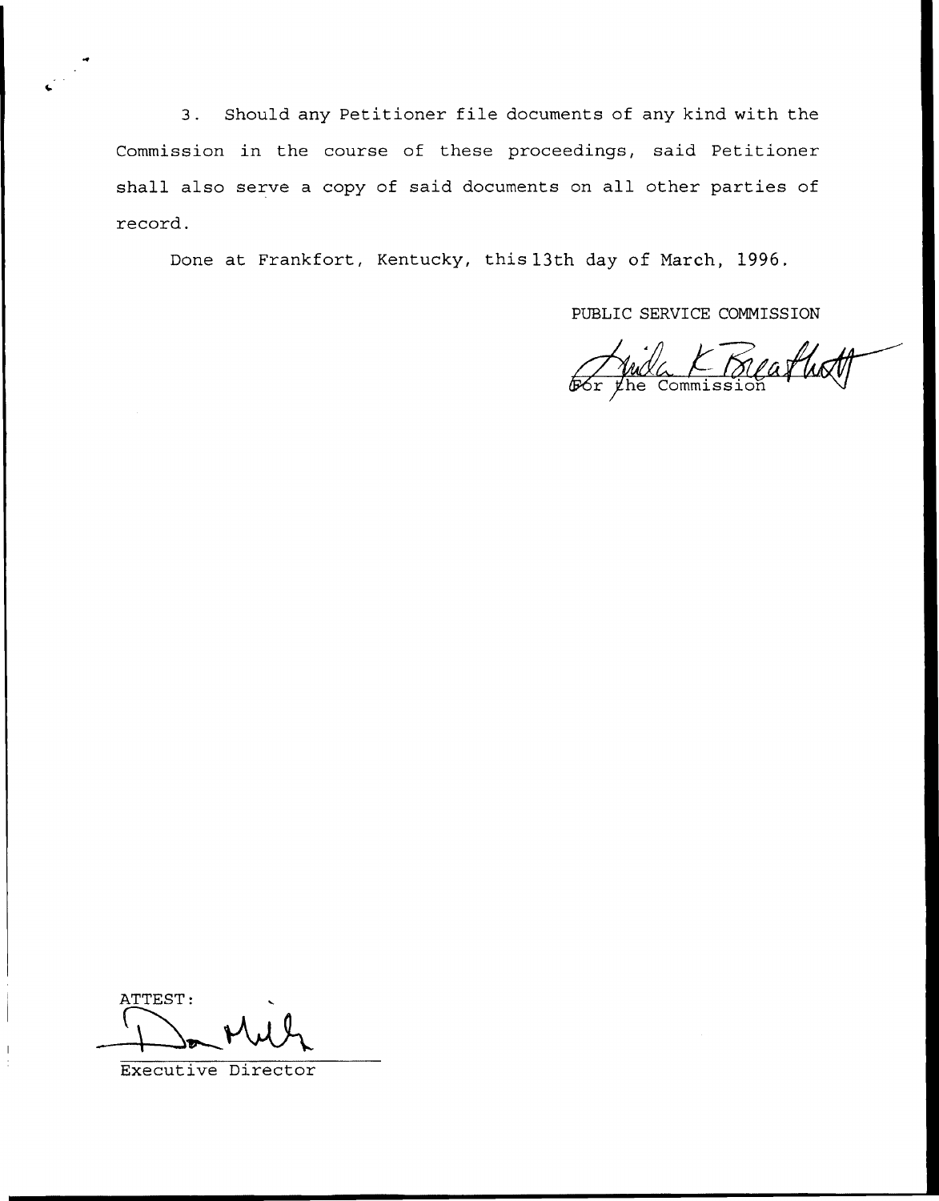3. Should any Petitioner file documents of any kind with the Commission in the course of these proceedings, said Petitioner shall also serve a copy of said documents on all other parties of record.

Done at Frankfort, Kentucky, this 13th day of March, 1996.

PUBLIC SERVICE COMMISSION

For the Commission

ATTEST:

Executive Director